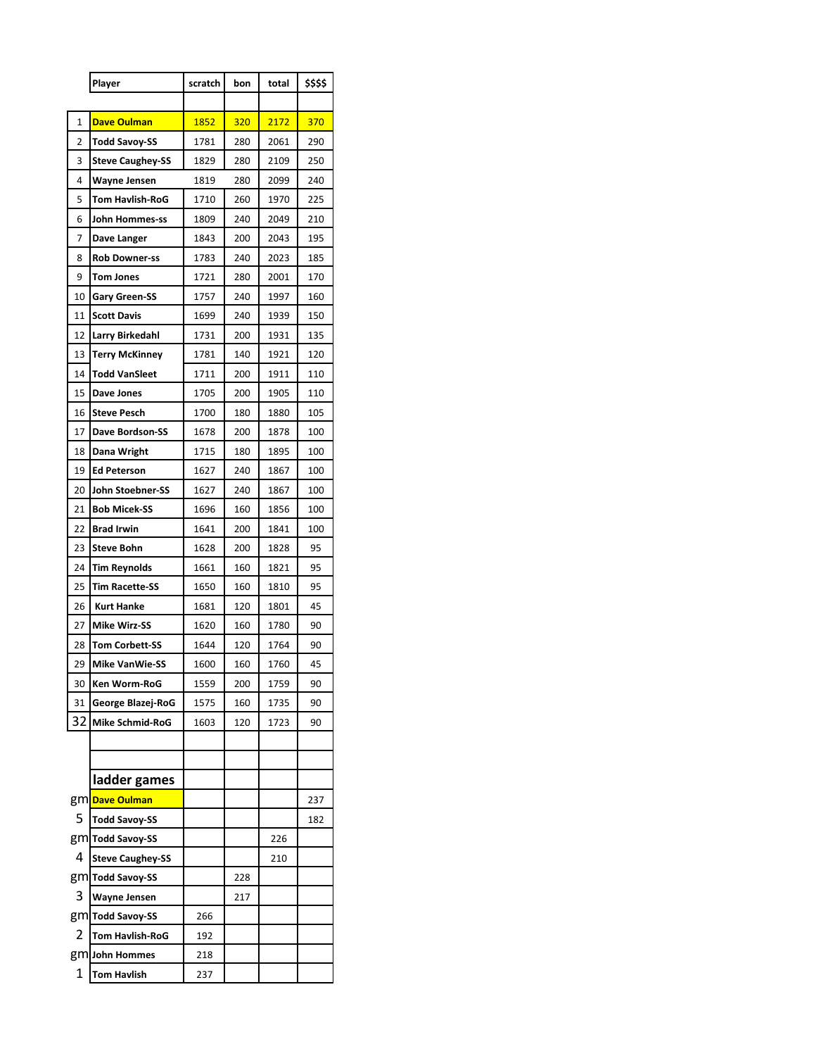| | Player | scratch | bon | total | $$$$ |
|---|---|---|---|---|---|
| | | | | | |
| 1 | **Dave Oulman** | 1852 | 320 | 2172 | 370 |
| 2 | **Todd Savoy-SS** | 1781 | 280 | 2061 | 290 |
| 3 | **Steve Caughey-SS** | 1829 | 280 | 2109 | 250 |
| 4 | **Wayne Jensen** | 1819 | 280 | 2099 | 240 |
| 5 | **Tom Havlish-RoG** | 1710 | 260 | 1970 | 225 |
| 6 | **John Hommes-ss** | 1809 | 240 | 2049 | 210 |
| 7 | **Dave Langer** | 1843 | 200 | 2043 | 195 |
| 8 | **Rob Downer-ss** | 1783 | 240 | 2023 | 185 |
| 9 | **Tom Jones** | 1721 | 280 | 2001 | 170 |
| 10 | **Gary Green-SS** | 1757 | 240 | 1997 | 160 |
| 11 | **Scott Davis** | 1699 | 240 | 1939 | 150 |
| 12 | **Larry Birkedahl** | 1731 | 200 | 1931 | 135 |
| 13 | **Terry McKinney** | 1781 | 140 | 1921 | 120 |
| 14 | **Todd VanSleet** | 1711 | 200 | 1911 | 110 |
| 15 | **Dave Jones** | 1705 | 200 | 1905 | 110 |
| 16 | **Steve Pesch** | 1700 | 180 | 1880 | 105 |
| 17 | **Dave Bordson-SS** | 1678 | 200 | 1878 | 100 |
| 18 | **Dana Wright** | 1715 | 180 | 1895 | 100 |
| 19 | **Ed Peterson** | 1627 | 240 | 1867 | 100 |
| 20 | **John Stoebner-SS** | 1627 | 240 | 1867 | 100 |
| 21 | **Bob Micek-SS** | 1696 | 160 | 1856 | 100 |
| 22 | **Brad Irwin** | 1641 | 200 | 1841 | 100 |
| 23 | **Steve Bohn** | 1628 | 200 | 1828 | 95 |
| 24 | **Tim Reynolds** | 1661 | 160 | 1821 | 95 |
| 25 | **Tim Racette-SS** | 1650 | 160 | 1810 | 95 |
| 26 | **Kurt Hanke** | 1681 | 120 | 1801 | 45 |
| 27 | **Mike Wirz-SS** | 1620 | 160 | 1780 | 90 |
| 28 | **Tom Corbett-SS** | 1644 | 120 | 1764 | 90 |
| 29 | **Mike VanWie-SS** | 1600 | 160 | 1760 | 45 |
| 30 | **Ken Worm-RoG** | 1559 | 200 | 1759 | 90 |
| 31 | **George Blazej-RoG** | 1575 | 160 | 1735 | 90 |
| 32 | **Mike Schmid-RoG** | 1603 | 120 | 1723 | 90 |
| | | | | | |
| | | | | | |
| | **ladder games** | | | | |
| gm | **Dave Oulman** | | | | 237 |
| 5 | **Todd Savoy-SS** | | | | 182 |
| gm | **Todd Savoy-SS** | | | 226 | |
| 4 | **Steve Caughey-SS** | | | 210 | |
| gm | **Todd Savoy-SS** | | 228 | | |
| 3 | **Wayne Jensen** | | 217 | | |
| gm | **Todd Savoy-SS** | 266 | | | |
| 2 | **Tom Havlish-RoG** | 192 | | | |
| gm | **John Hommes** | 218 | | | |
| 1 | **Tom Havlish** | 237 | | | |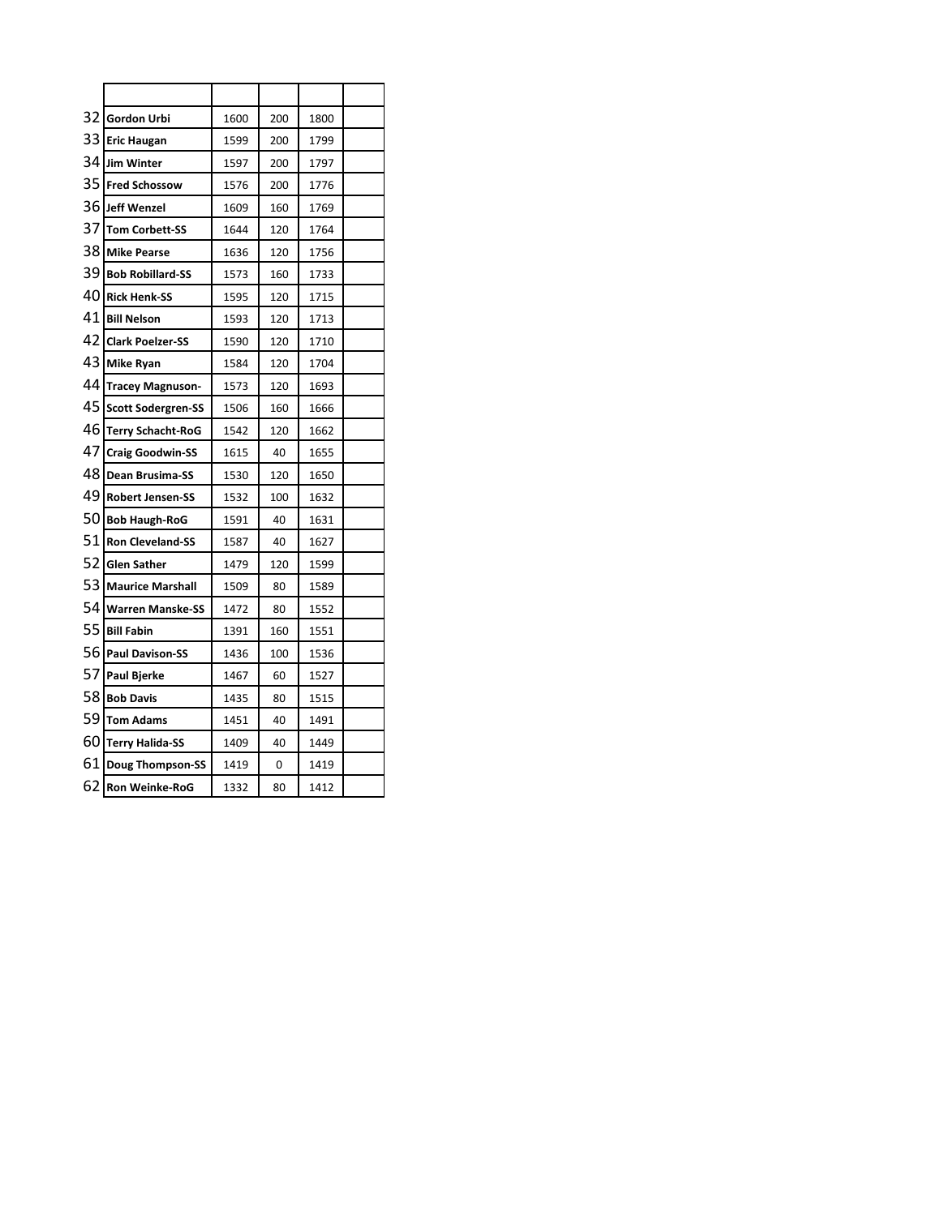| | | | | | |
|---|---|---|---|---|---|
| | | | | | |
| 32 | Gordon Urbi | 1600 | 200 | 1800 | |
| 33 | Eric Haugan | 1599 | 200 | 1799 | |
| 34 | Jim Winter | 1597 | 200 | 1797 | |
| 35 | Fred Schossow | 1576 | 200 | 1776 | |
| 36 | Jeff Wenzel | 1609 | 160 | 1769 | |
| 37 | Tom Corbett-SS | 1644 | 120 | 1764 | |
| 38 | Mike Pearse | 1636 | 120 | 1756 | |
| 39 | Bob Robillard-SS | 1573 | 160 | 1733 | |
| 40 | Rick Henk-SS | 1595 | 120 | 1715 | |
| 41 | Bill Nelson | 1593 | 120 | 1713 | |
| 42 | Clark Poelzer-SS | 1590 | 120 | 1710 | |
| 43 | Mike Ryan | 1584 | 120 | 1704 | |
| 44 | Tracey Magnuson- | 1573 | 120 | 1693 | |
| 45 | Scott Sodergren-SS | 1506 | 160 | 1666 | |
| 46 | Terry Schacht-RoG | 1542 | 120 | 1662 | |
| 47 | Craig Goodwin-SS | 1615 | 40 | 1655 | |
| 48 | Dean Brusima-SS | 1530 | 120 | 1650 | |
| 49 | Robert Jensen-SS | 1532 | 100 | 1632 | |
| 50 | Bob Haugh-RoG | 1591 | 40 | 1631 | |
| 51 | Ron Cleveland-SS | 1587 | 40 | 1627 | |
| 52 | Glen Sather | 1479 | 120 | 1599 | |
| 53 | Maurice Marshall | 1509 | 80 | 1589 | |
| 54 | Warren Manske-SS | 1472 | 80 | 1552 | |
| 55 | Bill Fabin | 1391 | 160 | 1551 | |
| 56 | Paul Davison-SS | 1436 | 100 | 1536 | |
| 57 | Paul Bjerke | 1467 | 60 | 1527 | |
| 58 | Bob Davis | 1435 | 80 | 1515 | |
| 59 | Tom Adams | 1451 | 40 | 1491 | |
| 60 | Terry Halida-SS | 1409 | 40 | 1449 | |
| 61 | Doug Thompson-SS | 1419 | 0 | 1419 | |
| 62 | Ron Weinke-RoG | 1332 | 80 | 1412 | |